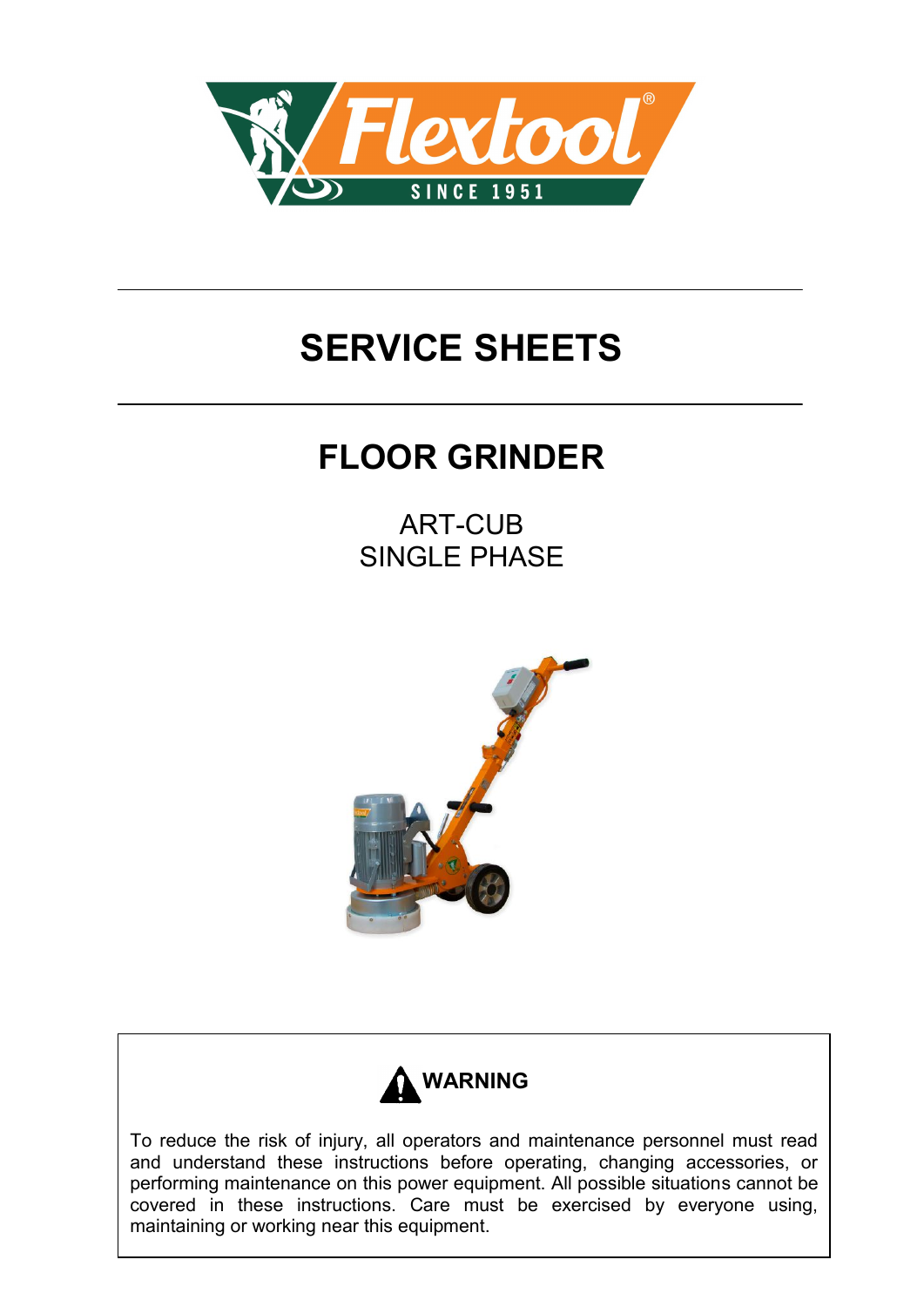# SERVICE SHEETS

## FLOOR GRINDER

ART-CUB
SINGLE PHASE

**WARNING**

To reduce the risk of injury, all operators and maintenance personnel must read and understand these instructions before operating, changing accessories, or performing maintenance on this power equipment. All possible situations cannot be covered in these instructions. Care must be exercised by everyone using, maintaining or working near this equipment.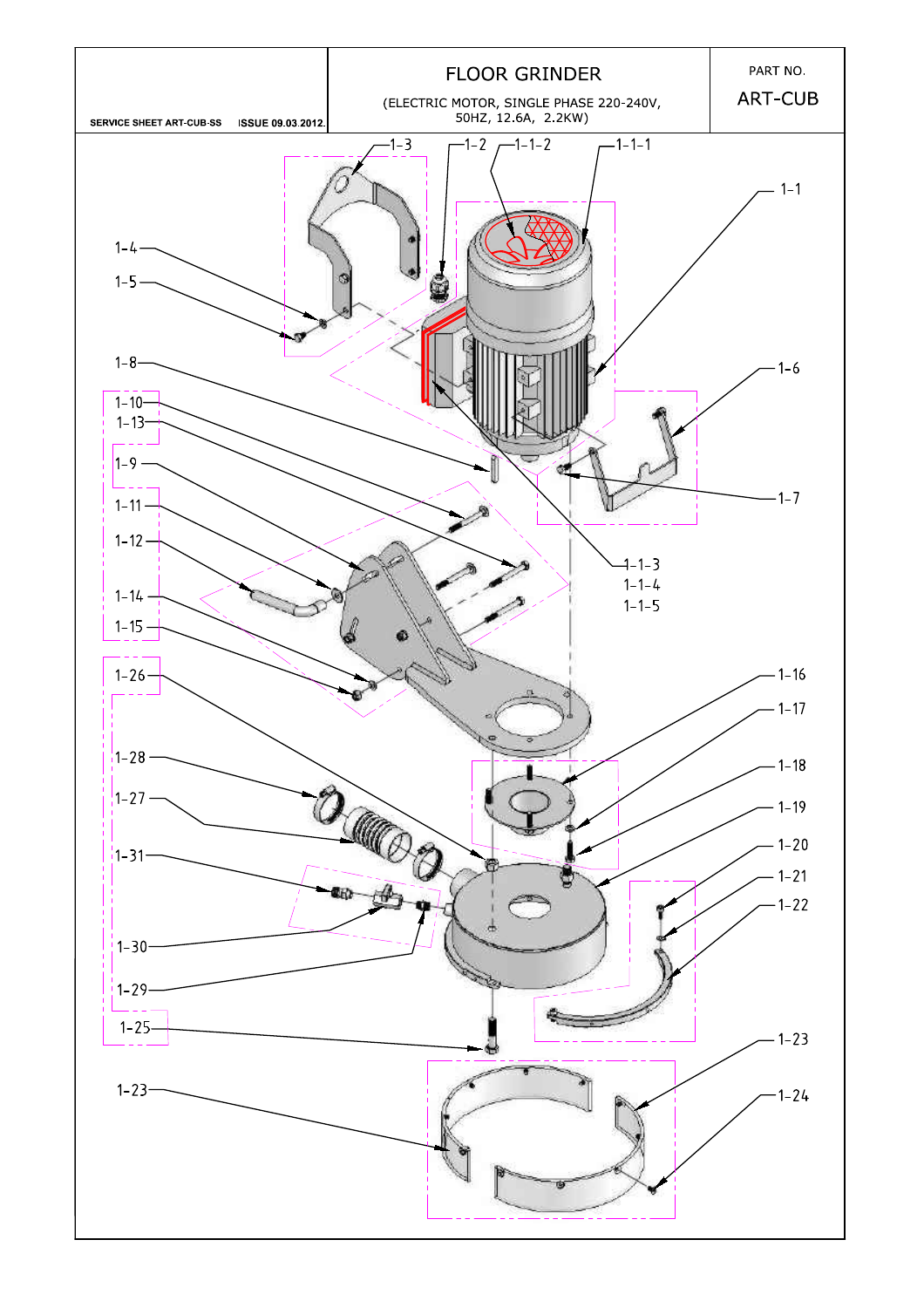| SERVICE SHEET ART-CUB-SS ISSUE 09.03.2012. | FLOOR GRINDER (ELECTRIC MOTOR, SINGLE PHASE 220-240V, 50HZ, 12.6A, 2.2KW) | PART NO. ART-CUB |
| --- | --- | --- |

1-3
1-2
1-1-2
1-1-1
1-1
1-4
1-5
1-8
1-6
1-10
1-13
1-9
1-7
1-11
1-12
1-1-3
1-1-4
1-1-5
1-14
1-15
1-26
1-16
1-17
1-28
1-18
1-27
1-19
1-20
1-31
1-21
1-22
1-30
1-29
1-25
1-23
1-23
1-24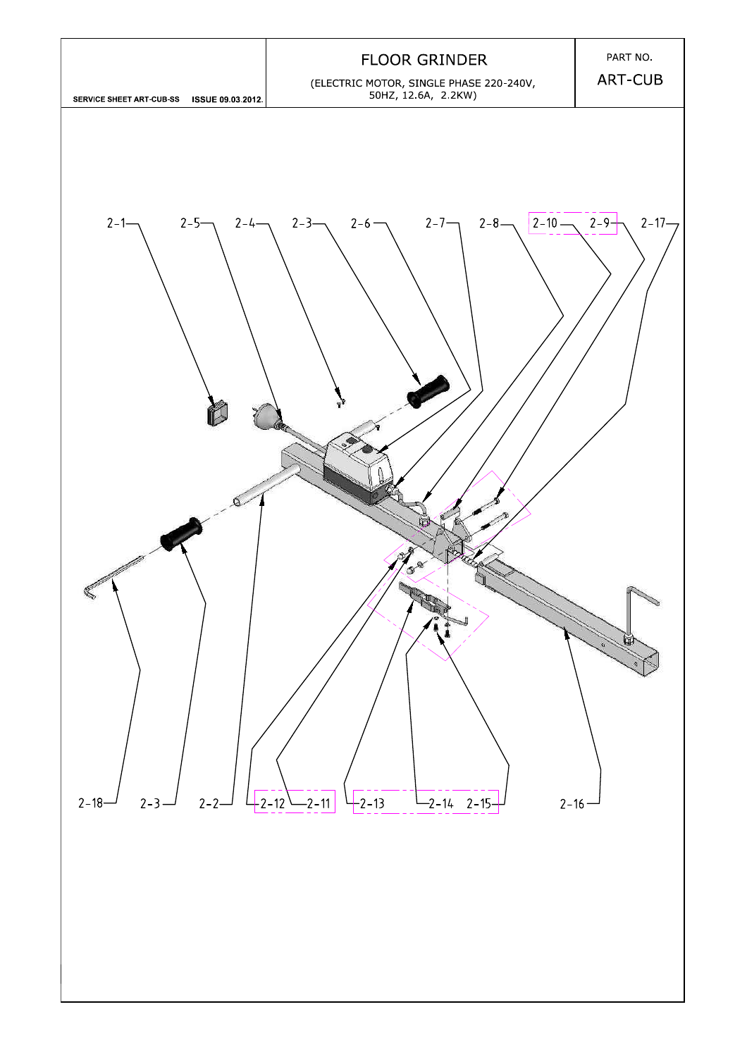SERVICE SHEET ART-CUB-SS ISSUE 09.03.2012.

# FLOOR GRINDER

(ELECTRIC MOTOR, SINGLE PHASE 220-240V, 50HZ, 12.6A, 2.2KW)

PART NO.

ART-CUB

2-1 2-5 2-4 2-3 2-6 2-7 2-8 2-10 2-9 2-17

2-18 2-3 2-2 2-12 2-11 2-13 2-14 2-15 2-16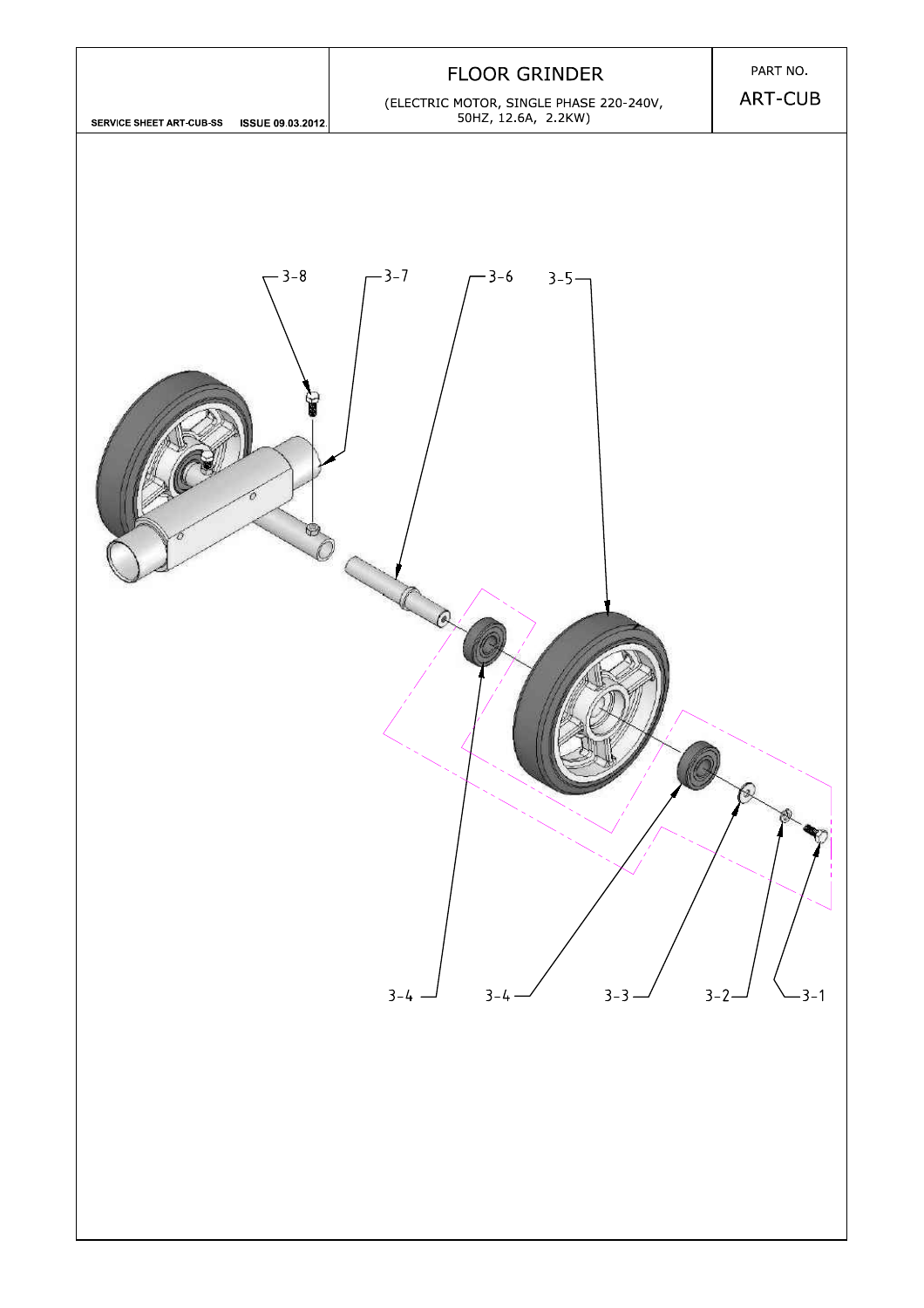| SERVICE SHEET ART-CUB-SS ISSUE 09.03.2012. | FLOOR GRINDER (ELECTRIC MOTOR, SINGLE PHASE 220-240V, 50HZ, 12.6A, 2.2KW) | PART NO. ART-CUB |
|---|---|---|

3-8 3-7 3-6 3-5

3-4 3-4 3-3 3-2 3-1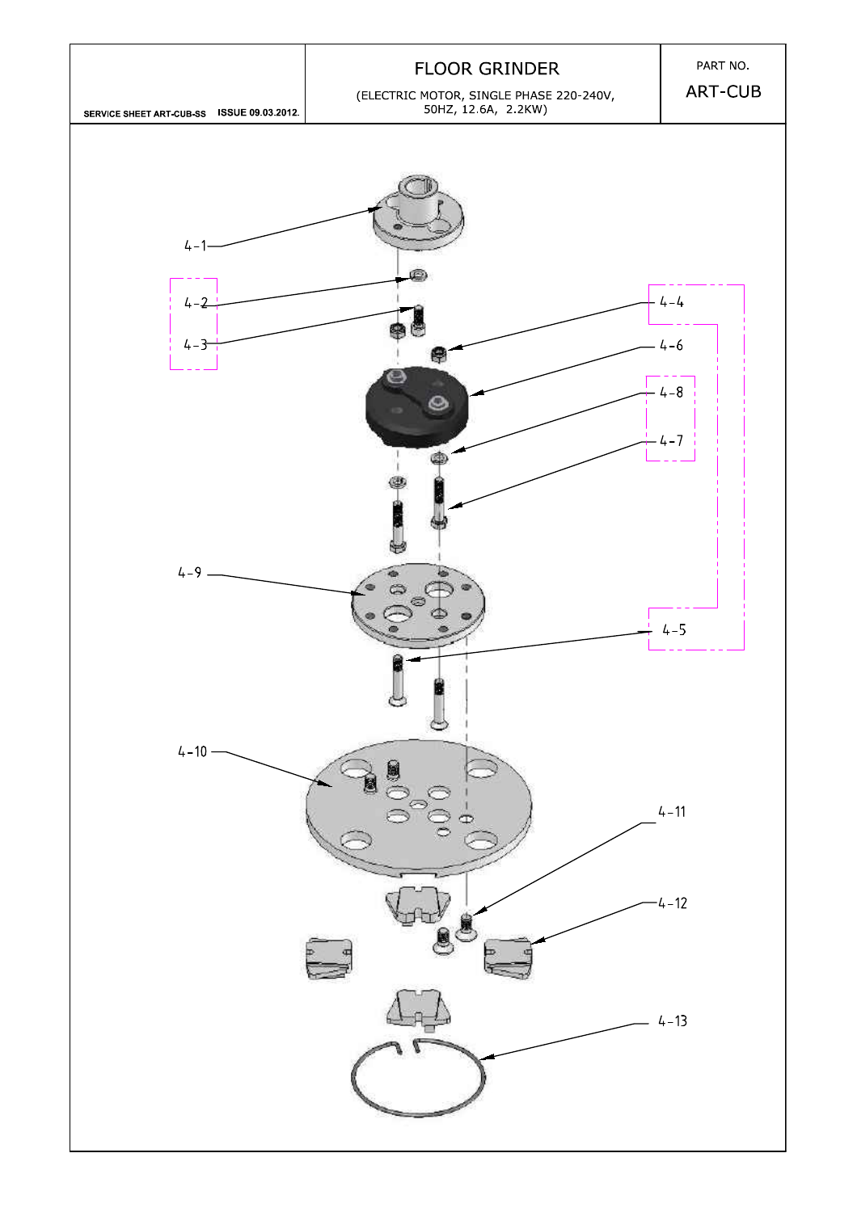| SERVICE SHEET ART-CUB-SS ISSUE 09.03.2012. | FLOOR GRINDER (ELECTRIC MOTOR, SINGLE PHASE 220-240V, 50HZ, 12.6A, 2.2KW) | PART NO. ART-CUB |
| --- | --- | --- |

4-1

4-2

4-3

4-4

4-6

4-8

4-7

4-9

4-5

4-10

4-11

4-12

4-13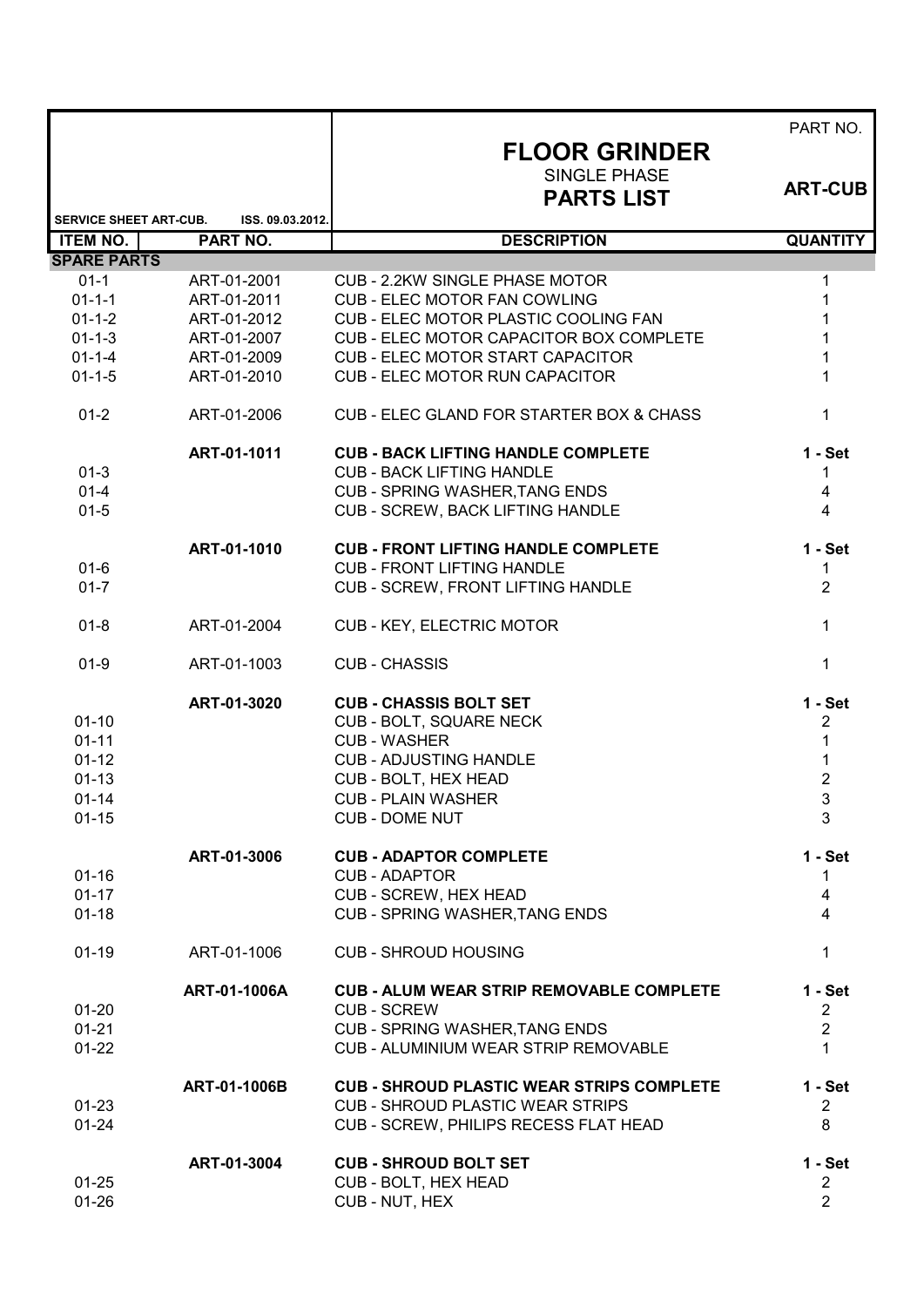| | | | PART NO. |
|---|---|---|---|
| | | **FLOOR GRINDER**<br>SINGLE PHASE<br>**PARTS LIST** | **ART-CUB** |
| **SERVICE SHEET ART-CUB.** | **ISS. 09.03.2012.** | | |
| **ITEM NO.** | **PART NO.** | **DESCRIPTION** | **QUANTITY** |
| **SPARE PARTS** | | | |
| 01-1 | ART-01-2001 | CUB - 2.2KW SINGLE PHASE MOTOR | 1 |
| 01-1-1 | ART-01-2011 | CUB - ELEC MOTOR FAN COWLING | 1 |
| 01-1-2 | ART-01-2012 | CUB - ELEC MOTOR PLASTIC COOLING FAN | 1 |
| 01-1-3 | ART-01-2007 | CUB - ELEC MOTOR CAPACITOR BOX COMPLETE | 1 |
| 01-1-4 | ART-01-2009 | CUB - ELEC MOTOR START CAPACITOR | 1 |
| 01-1-5 | ART-01-2010 | CUB - ELEC MOTOR RUN CAPACITOR | 1 |
| 01-2 | ART-01-2006 | CUB - ELEC GLAND FOR STARTER BOX & CHASS | 1 |
| | **ART-01-1011** | **CUB - BACK LIFTING HANDLE COMPLETE** | **1 - Set** |
| 01-3 | | CUB - BACK LIFTING HANDLE | 1 |
| 01-4 | | CUB - SPRING WASHER,TANG ENDS | 4 |
| 01-5 | | CUB - SCREW, BACK LIFTING HANDLE | 4 |
| | **ART-01-1010** | **CUB - FRONT LIFTING HANDLE COMPLETE** | **1 - Set** |
| 01-6 | | CUB - FRONT LIFTING HANDLE | 1 |
| 01-7 | | CUB - SCREW, FRONT LIFTING HANDLE | 2 |
| 01-8 | ART-01-2004 | CUB - KEY, ELECTRIC MOTOR | 1 |
| 01-9 | ART-01-1003 | CUB - CHASSIS | 1 |
| | **ART-01-3020** | **CUB - CHASSIS BOLT SET** | **1 - Set** |
| 01-10 | | CUB - BOLT, SQUARE NECK | 2 |
| 01-11 | | CUB - WASHER | 1 |
| 01-12 | | CUB - ADJUSTING HANDLE | 1 |
| 01-13 | | CUB - BOLT, HEX HEAD | 2 |
| 01-14 | | CUB - PLAIN WASHER | 3 |
| 01-15 | | CUB - DOME NUT | 3 |
| | **ART-01-3006** | **CUB - ADAPTOR COMPLETE** | **1 - Set** |
| 01-16 | | CUB - ADAPTOR | 1 |
| 01-17 | | CUB - SCREW, HEX HEAD | 4 |
| 01-18 | | CUB - SPRING WASHER,TANG ENDS | 4 |
| 01-19 | ART-01-1006 | CUB - SHROUD HOUSING | 1 |
| | **ART-01-1006A** | **CUB - ALUM WEAR STRIP REMOVABLE COMPLETE** | **1 - Set** |
| 01-20 | | CUB - SCREW | 2 |
| 01-21 | | CUB - SPRING WASHER,TANG ENDS | 2 |
| 01-22 | | CUB - ALUMINIUM WEAR STRIP REMOVABLE | 1 |
| | **ART-01-1006B** | **CUB - SHROUD PLASTIC WEAR STRIPS COMPLETE** | **1 - Set** |
| 01-23 | | CUB - SHROUD PLASTIC WEAR STRIPS | 2 |
| 01-24 | | CUB - SCREW, PHILIPS RECESS FLAT HEAD | 8 |
| | **ART-01-3004** | **CUB - SHROUD BOLT SET** | **1 - Set** |
| 01-25 | | CUB - BOLT, HEX HEAD | 2 |
| 01-26 | | CUB - NUT, HEX | 2 |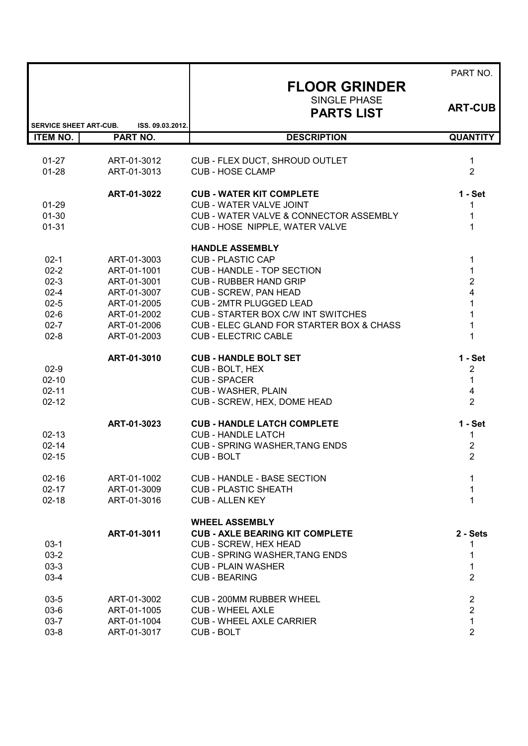| | | **FLOOR GRINDER** SINGLE PHASE **PARTS LIST** | PART NO. **ART-CUB** |
|---|---|---|---|
| **SERVICE SHEET ART-CUB.** | **ISS. 09.03.2012.** | | |
| **ITEM NO.** | **PART NO.** | **DESCRIPTION** | **QUANTITY** |
| 01-27 | ART-01-3012 | CUB - FLEX DUCT, SHROUD OUTLET | 1 |
| 01-28 | ART-01-3013 | CUB - HOSE CLAMP | 2 |
| | **ART-01-3022** | **CUB - WATER KIT COMPLETE** | **1 - Set** |
| 01-29 | | CUB - WATER VALVE JOINT | 1 |
| 01-30 | | CUB - WATER VALVE & CONNECTOR ASSEMBLY | 1 |
| 01-31 | | CUB - HOSE NIPPLE, WATER VALVE | 1 |
| | | **HANDLE ASSEMBLY** | |
| 02-1 | ART-01-3003 | CUB - PLASTIC CAP | 1 |
| 02-2 | ART-01-1001 | CUB - HANDLE - TOP SECTION | 1 |
| 02-3 | ART-01-3001 | CUB - RUBBER HAND GRIP | 2 |
| 02-4 | ART-01-3007 | CUB - SCREW, PAN HEAD | 4 |
| 02-5 | ART-01-2005 | CUB - 2MTR PLUGGED LEAD | 1 |
| 02-6 | ART-01-2002 | CUB - STARTER BOX C/W INT SWITCHES | 1 |
| 02-7 | ART-01-2006 | CUB - ELEC GLAND FOR STARTER BOX & CHASS | 1 |
| 02-8 | ART-01-2003 | CUB - ELECTRIC CABLE | 1 |
| | **ART-01-3010** | **CUB - HANDLE BOLT SET** | **1 - Set** |
| 02-9 | | CUB - BOLT, HEX | 2 |
| 02-10 | | CUB - SPACER | 1 |
| 02-11 | | CUB - WASHER, PLAIN | 4 |
| 02-12 | | CUB - SCREW, HEX, DOME HEAD | 2 |
| | **ART-01-3023** | **CUB - HANDLE LATCH COMPLETE** | **1 - Set** |
| 02-13 | | CUB - HANDLE LATCH | 1 |
| 02-14 | | CUB - SPRING WASHER,TANG ENDS | 2 |
| 02-15 | | CUB - BOLT | 2 |
| 02-16 | ART-01-1002 | CUB - HANDLE - BASE SECTION | 1 |
| 02-17 | ART-01-3009 | CUB - PLASTIC SHEATH | 1 |
| 02-18 | ART-01-3016 | CUB - ALLEN KEY | 1 |
| | | **WHEEL ASSEMBLY** | |
| | **ART-01-3011** | **CUB - AXLE BEARING KIT COMPLETE** | **2 - Sets** |
| 03-1 | | CUB - SCREW, HEX HEAD | 1 |
| 03-2 | | CUB - SPRING WASHER,TANG ENDS | 1 |
| 03-3 | | CUB - PLAIN WASHER | 1 |
| 03-4 | | CUB - BEARING | 2 |
| 03-5 | ART-01-3002 | CUB - 200MM RUBBER WHEEL | 2 |
| 03-6 | ART-01-1005 | CUB - WHEEL AXLE | 2 |
| 03-7 | ART-01-1004 | CUB - WHEEL AXLE CARRIER | 1 |
| 03-8 | ART-01-3017 | CUB - BOLT | 2 |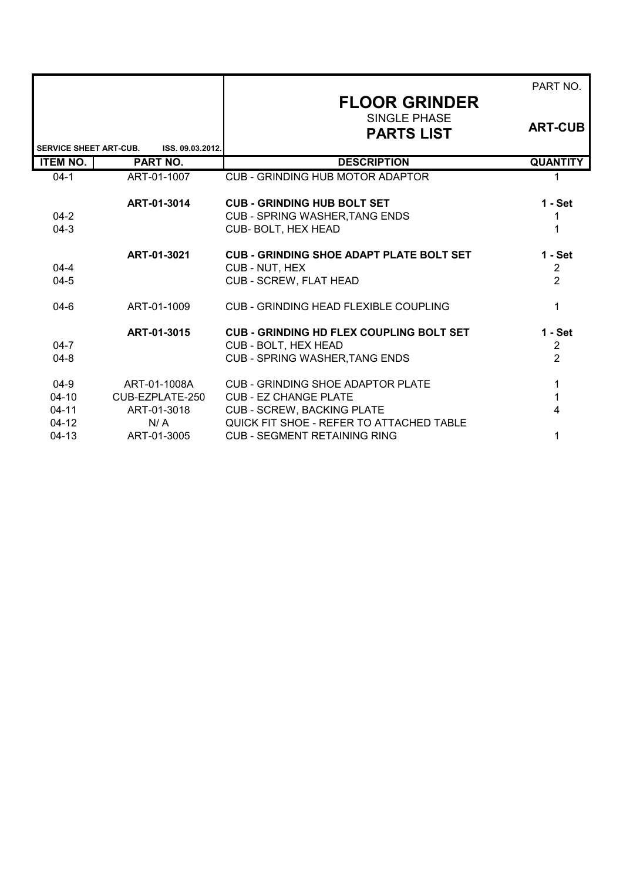PART NO.

# FLOOR GRINDER

SINGLE PHASE

## PARTS LIST

**ART-CUB**

**SERVICE SHEET ART-CUB. ISS. 09.03.2012.**

| ITEM NO. | PART NO. | DESCRIPTION | QUANTITY |
|---|---|---|---|
| 04-1 | ART-01-1007 | CUB - GRINDING HUB MOTOR ADAPTOR | 1 |
| | **ART-01-3014** | **CUB - GRINDING HUB BOLT SET** | **1 - Set** |
| 04-2 | | CUB - SPRING WASHER,TANG ENDS | 1 |
| 04-3 | | CUB- BOLT, HEX HEAD | 1 |
| | **ART-01-3021** | **CUB - GRINDING SHOE ADAPT PLATE BOLT SET** | **1 - Set** |
| 04-4 | | CUB - NUT, HEX | 2 |
| 04-5 | | CUB - SCREW, FLAT HEAD | 2 |
| 04-6 | ART-01-1009 | CUB - GRINDING HEAD FLEXIBLE COUPLING | 1 |
| | **ART-01-3015** | **CUB - GRINDING HD FLEX COUPLING BOLT SET** | **1 - Set** |
| 04-7 | | CUB - BOLT, HEX HEAD | 2 |
| 04-8 | | CUB - SPRING WASHER,TANG ENDS | 2 |
| 04-9 | ART-01-1008A | CUB - GRINDING SHOE ADAPTOR PLATE | 1 |
| 04-10 | CUB-EZPLATE-250 | CUB - EZ CHANGE PLATE | 1 |
| 04-11 | ART-01-3018 | CUB - SCREW, BACKING PLATE | 4 |
| 04-12 | N/ A | QUICK FIT SHOE - REFER TO ATTACHED TABLE | |
| 04-13 | ART-01-3005 | CUB - SEGMENT RETAINING RING | 1 |